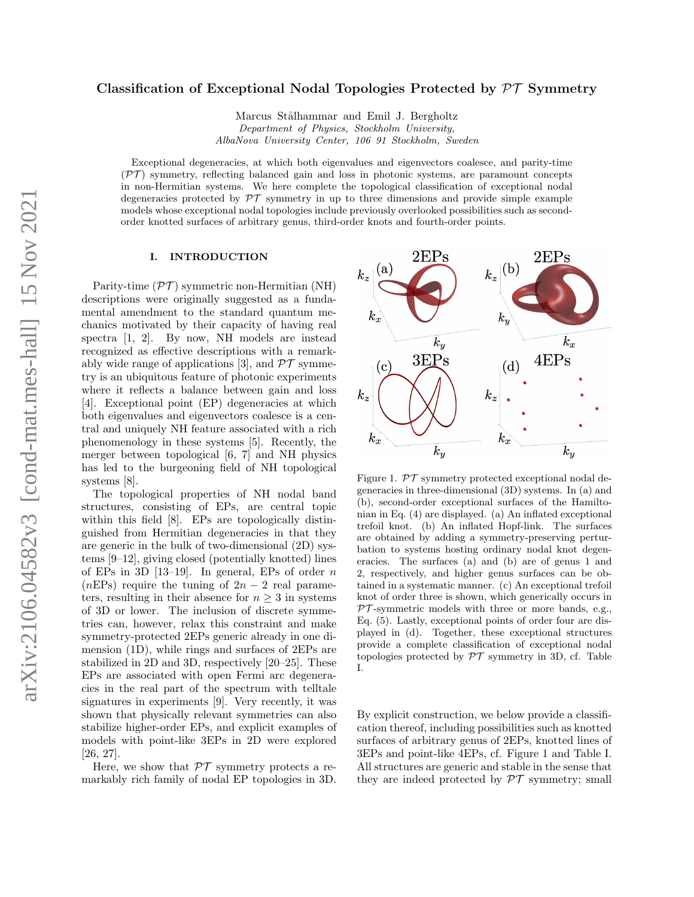# Classification of Exceptional Nodal Topologies Protected by $\mathcal{PT}$ Symmetry

Marcus Stålhammar and Emil J. Bergholtz

*Department of Physics, Stockholm University, AlbaNova University Center, 106 91 Stockholm, Sweden*

Exceptional degeneracies, at which both eigenvalues and eigenvectors coalesce, and parity-time ($\mathcal{PT}$) symmetry, reflecting balanced gain and loss in photonic systems, are paramount concepts in non-Hermitian systems. We here complete the topological classification of exceptional nodal degeneracies protected by $\mathcal{PT}$ symmetry in up to three dimensions and provide simple example models whose exceptional nodal topologies include previously overlooked possibilities such as second-order knotted surfaces of arbitrary genus, third-order knots and fourth-order points.

## I. INTRODUCTION

Parity-time ($\mathcal{PT}$) symmetric non-Hermitian (NH) descriptions were originally suggested as a fundamental amendment to the standard quantum mechanics motivated by their capacity of having real spectra [1, 2]. By now, NH models are instead recognized as effective descriptions with a remarkably wide range of applications [3], and $\mathcal{PT}$ symmetry is an ubiquitous feature of photonic experiments where it reflects a balance between gain and loss [4]. Exceptional point (EP) degeneracies at which both eigenvalues and eigenvectors coalesce is a central and uniquely NH feature associated with a rich phenomenology in these systems [5]. Recently, the merger between topological [6, 7] and NH physics has led to the burgeoning field of NH topological systems [8].

The topological properties of NH nodal band structures, consisting of EPs, are central topic within this field [8]. EPs are topologically distinguished from Hermitian degeneracies in that they are generic in the bulk of two-dimensional (2D) systems [9–12], giving closed (potentially knotted) lines of EPs in 3D [13–19]. In general, EPs of order $n$ ($n$EPs) require the tuning of $2n-2$ real parameters, resulting in their absence for $n \geq 3$ in systems of 3D or lower. The inclusion of discrete symmetries can, however, relax this constraint and make symmetry-protected 2EPs generic already in one dimension (1D), while rings and surfaces of 2EPs are stabilized in 2D and 3D, respectively [20–25]. These EPs are associated with open Fermi arc degeneracies in the real part of the spectrum with telltale signatures in experiments [9]. Very recently, it was shown that physically relevant symmetries can also stabilize higher-order EPs, and explicit examples of models with point-like 3EPs in 2D were explored [26, 27].

Here, we show that $\mathcal{PT}$ symmetry protects a remarkably rich family of nodal EP topologies in 3D. By explicit construction, we below provide a classification thereof, including possibilities such as knotted surfaces of arbitrary genus of 2EPs, knotted lines of 3EPs and point-like 4EPs, cf. Figure 1 and Table I. All structures are generic and stable in the sense that they are indeed protected by $\mathcal{PT}$ symmetry; small

Figure 1. $\mathcal{PT}$ symmetry protected exceptional nodal degeneracies in three-dimensional (3D) systems. In (a) and (b), second-order exceptional surfaces of the Hamiltonian in Eq. (4) are displayed. (a) An inflated exceptional trefoil knot. (b) An inflated Hopf-link. The surfaces are obtained by adding a symmetry-preserving perturbation to systems hosting ordinary nodal knot degeneracies. The surfaces (a) and (b) are of genus 1 and 2, respectively, and higher genus surfaces can be obtained in a systematic manner. (c) An exceptional trefoil knot of order three is shown, which generically occurs in $\mathcal{PT}$-symmetric models with three or more bands, e.g., Eq. (5). Lastly, exceptional points of order four are displayed in (d). Together, these exceptional structures provide a complete classification of exceptional nodal topologies protected by $\mathcal{PT}$ symmetry in 3D, cf. Table I.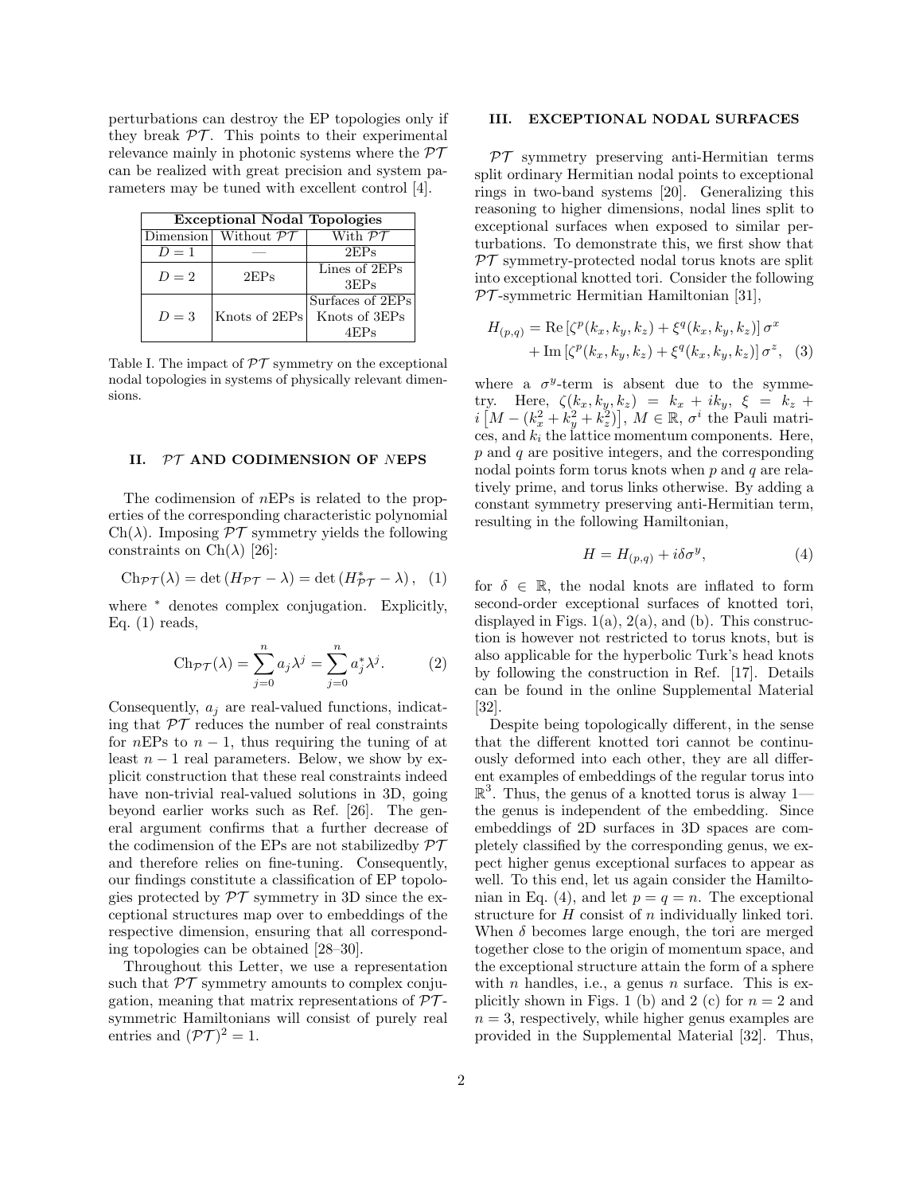perturbations can destroy the EP topologies only if they break $\mathcal{PT}$. This points to their experimental relevance mainly in photonic systems where the $\mathcal{PT}$ can be realized with great precision and system parameters may be tuned with excellent control [4].

| **Exceptional Nodal Topologies** | | |
|---|---|---|
| Dimension | Without $\mathcal{PT}$ | With $\mathcal{PT}$ |
| $D = 1$ | — | 2EPs |
| $D = 2$ | 2EPs | Lines of 2EPs<br>3EPs |
| $D = 3$ | Knots of 2EPs | Surfaces of 2EPs<br>Knots of 3EPs<br>4EPs |

Table I. The impact of $\mathcal{PT}$ symmetry on the exceptional nodal topologies in systems of physically relevant dimensions.

## II. $\mathcal{PT}$ AND CODIMENSION OF $N$EPS

The codimension of $n$EPs is related to the properties of the corresponding characteristic polynomial $\text{Ch}(\lambda)$. Imposing $\mathcal{PT}$ symmetry yields the following constraints on $\text{Ch}(\lambda)$ [26]:

$$\text{Ch}_{\mathcal{PT}}(\lambda) = \det\left(H_{\mathcal{PT}} - \lambda\right) = \det\left(H^*_{\mathcal{PT}} - \lambda\right), \quad (1)$$

where $^*$ denotes complex conjugation. Explicitly, Eq. (1) reads,

$$\text{Ch}_{\mathcal{PT}}(\lambda) = \sum_{j=0}^{n} a_j \lambda^j = \sum_{j=0}^{n} a_j^* \lambda^j. \quad (2)$$

Consequently, $a_j$ are real-valued functions, indicating that $\mathcal{PT}$ reduces the number of real constraints for $n$EPs to $n-1$, thus requiring the tuning of at least $n-1$ real parameters. Below, we show by explicit construction that these real constraints indeed have non-trivial real-valued solutions in 3D, going beyond earlier works such as Ref. [26]. The general argument confirms that a further decrease of the codimension of the EPs are not stabilizedby $\mathcal{PT}$ and therefore relies on fine-tuning. Consequently, our findings constitute a classification of EP topologies protected by $\mathcal{PT}$ symmetry in 3D since the exceptional structures map over to embeddings of the respective dimension, ensuring that all corresponding topologies can be obtained [28–30].

Throughout this Letter, we use a representation such that $\mathcal{PT}$ symmetry amounts to complex conjugation, meaning that matrix representations of $\mathcal{PT}$-symmetric Hamiltonians will consist of purely real entries and $(\mathcal{PT})^2 = 1$.

## III. EXCEPTIONAL NODAL SURFACES

$\mathcal{PT}$ symmetry preserving anti-Hermitian terms split ordinary Hermitian nodal points to exceptional rings in two-band systems [20]. Generalizing this reasoning to higher dimensions, nodal lines split to exceptional surfaces when exposed to similar perturbations. To demonstrate this, we first show that $\mathcal{PT}$ symmetry-protected nodal torus knots are split into exceptional knotted tori. Consider the following $\mathcal{PT}$-symmetric Hermitian Hamiltonian [31],

$$\begin{aligned} H_{(p,q)} = &\,\text{Re}\left[\zeta^p(k_x,k_y,k_z) + \xi^q(k_x,k_y,k_z)\right]\sigma^x \\ &+ \text{Im}\left[\zeta^p(k_x,k_y,k_z) + \xi^q(k_x,k_y,k_z)\right]\sigma^z, \end{aligned} \quad (3)$$

where a $\sigma^y$-term is absent due to the symmetry. Here, $\zeta(k_x,k_y,k_z) = k_x + ik_y$, $\xi = k_z + i\left[M - (k_x^2 + k_y^2 + k_z^2)\right]$, $M \in \mathbb{R}$, $\sigma^i$ the Pauli matrices, and $k_i$ the lattice momentum components. Here, $p$ and $q$ are positive integers, and the corresponding nodal points form torus knots when $p$ and $q$ are relatively prime, and torus links otherwise. By adding a constant symmetry preserving anti-Hermitian term, resulting in the following Hamiltonian,

$$H = H_{(p,q)} + i\delta\sigma^y, \quad (4)$$

for $\delta \in \mathbb{R}$, the nodal knots are inflated to form second-order exceptional surfaces of knotted tori, displayed in Figs. 1(a), 2(a), and (b). This construction is however not restricted to torus knots, but is also applicable for the hyperbolic Turk's head knots by following the construction in Ref. [17]. Details can be found in the online Supplemental Material [32].

Despite being topologically different, in the sense that the different knotted tori cannot be continuously deformed into each other, they are all different examples of embeddings of the regular torus into $\mathbb{R}^3$. Thus, the genus of a knotted torus is alway 1—the genus is independent of the embedding. Since embeddings of 2D surfaces in 3D spaces are completely classified by the corresponding genus, we expect higher genus exceptional surfaces to appear as well. To this end, let us again consider the Hamiltonian in Eq. (4), and let $p = q = n$. The exceptional structure for $H$ consist of $n$ individually linked tori. When $\delta$ becomes large enough, the tori are merged together close to the origin of momentum space, and the exceptional structure attain the form of a sphere with $n$ handles, i.e., a genus $n$ surface. This is explicitly shown in Figs. 1 (b) and 2 (c) for $n = 2$ and $n = 3$, respectively, while higher genus examples are provided in the Supplemental Material [32]. Thus,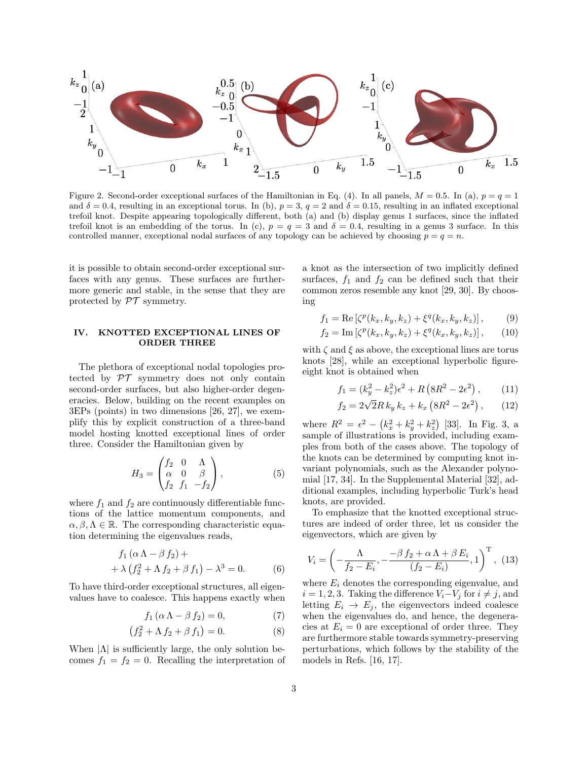Figure 2. Second-order exceptional surfaces of the Hamiltonian in Eq. (4). In all panels, $M = 0.5$. In (a), $p = q = 1$ and $\delta = 0.4$, resulting in an exceptional torus. In (b), $p = 3$, $q = 2$ and $\delta = 0.15$, resulting in an inflated exceptional trefoil knot. Despite appearing topologically different, both (a) and (b) display genus 1 surfaces, since the inflated trefoil knot is an embedding of the torus. In (c), $p = q = 3$ and $\delta = 0.4$, resulting in a genus 3 surface. In this controlled manner, exceptional nodal surfaces of any topology can be achieved by choosing $p = q = n$.

it is possible to obtain second-order exceptional surfaces with any genus. These surfaces are furthermore generic and stable, in the sense that they are protected by $\mathcal{PT}$ symmetry.

## IV. KNOTTED EXCEPTIONAL LINES OF ORDER THREE

The plethora of exceptional nodal topologies protected by $\mathcal{PT}$ symmetry does not only contain second-order surfaces, but also higher-order degeneracies. Below, building on the recent examples on 3EPs (points) in two dimensions [26, 27], we exemplify this by explicit construction of a three-band model hosting knotted exceptional lines of order three. Consider the Hamiltonian given by

$$H_3 = \begin{pmatrix} f_2 & 0 & \Lambda \\ \alpha & 0 & \beta \\ f_2 & f_1 & -f_2 \end{pmatrix}, \tag{5}$$

where $f_1$ and $f_2$ are continuously differentiable functions of the lattice momentum components, and $\alpha, \beta, \Lambda \in \mathbb{R}$. The corresponding characteristic equation determining the eigenvalues reads,

$$f_1 \left(\alpha \Lambda - \beta f_2\right) + \\ + \lambda \left(f_2^2 + \Lambda f_2 + \beta f_1\right) - \lambda^3 = 0. \tag{6}$$

To have third-order exceptional structures, all eigenvalues have to coalesce. This happens exactly when

$$f_1 \left(\alpha \Lambda - \beta f_2\right) = 0, \tag{7}$$

$$\left(f_2^2 + \Lambda f_2 + \beta f_1\right) = 0. \tag{8}$$

When $|\Lambda|$ is sufficiently large, the only solution becomes $f_1 = f_2 = 0$. Recalling the interpretation of a knot as the intersection of two implicitly defined surfaces, $f_1$ and $f_2$ can be defined such that their common zeros resemble any knot [29, 30]. By choosing

$$f_1 = \mathrm{Re}\left[\zeta^p(k_x, k_y, k_z) + \xi^q(k_x, k_y, k_z)\right], \tag{9}$$

$$f_2 = \mathrm{Im}\left[\zeta^p(k_x, k_y, k_z) + \xi^q(k_x, k_y, k_z)\right], \tag{10}$$

with $\zeta$ and $\xi$ as above, the exceptional lines are torus knots [28], while an exceptional hyperbolic figure-eight knot is obtained when

$$f_1 = (k_y^2 - k_z^2)\epsilon^2 + R\left(8R^2 - 2\epsilon^2\right), \tag{11}$$

$$f_2 = 2\sqrt{2}R\, k_y\, k_z + k_x\left(8R^2 - 2\epsilon^2\right), \tag{12}$$

where $R^2 = \epsilon^2 - \left(k_x^2 + k_y^2 + k_z^2\right)$ [33]. In Fig. 3, a sample of illustrations is provided, including examples from both of the cases above. The topology of the knots can be determined by computing knot invariant polynomials, such as the Alexander polynomial [17, 34]. In the Supplemental Material [32], additional examples, including hyperbolic Turk's head knots, are provided.

To emphasize that the knotted exceptional structures are indeed of order three, let us consider the eigenvectors, which are given by

$$V_i = \left(-\frac{\Lambda}{f_2 - E_i}, -\frac{-\beta\, f_2 + \alpha\, \Lambda + \beta\, E_i}{(f_2 - E_i)}, 1\right)^{\mathrm{T}}, \tag{13}$$

where $E_i$ denotes the corresponding eigenvalue, and $i = 1, 2, 3$. Taking the difference $V_i - V_j$ for $i \neq j$, and letting $E_i \to E_j$, the eigenvectors indeed coalesce when the eigenvalues do, and hence, the degeneracies at $E_i = 0$ are exceptional of order three. They are furthermore stable towards symmetry-preserving perturbations, which follows by the stability of the models in Refs. [16, 17].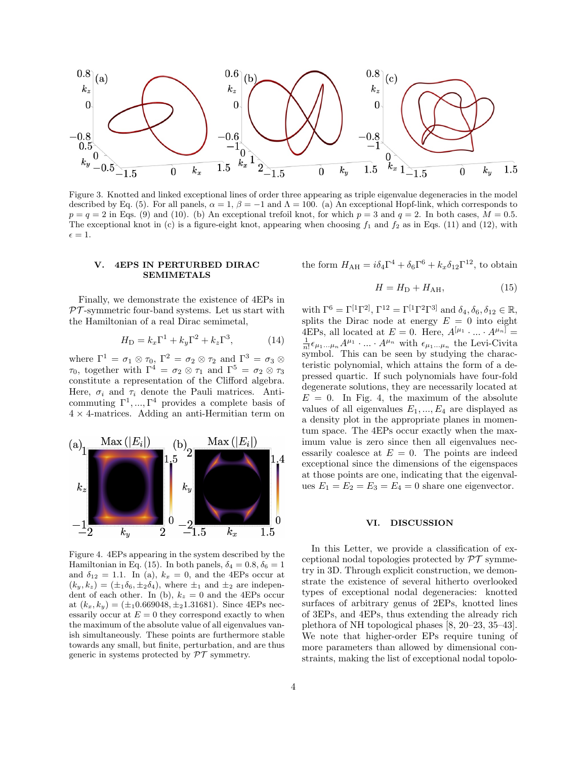Figure 3. Knotted and linked exceptional lines of order three appearing as triple eigenvalue degeneracies in the model described by Eq. (5). For all panels, $\alpha = 1$, $\beta = -1$ and $\Lambda = 100$. (a) An exceptional Hopf-link, which corresponds to $p = q = 2$ in Eqs. (9) and (10). (b) An exceptional trefoil knot, for which $p = 3$ and $q = 2$. In both cases, $M = 0.5$. The exceptional knot in (c) is a figure-eight knot, appearing when choosing $f_1$ and $f_2$ as in Eqs. (11) and (12), with $\epsilon = 1$.

## V. 4EPS IN PERTURBED DIRAC SEMIMETALS

Finally, we demonstrate the existence of 4EPs in $\mathcal{PT}$-symmetric four-band systems. Let us start with the Hamiltonian of a real Dirac semimetal,

$$H_{\mathrm{D}} = k_x \Gamma^1 + k_y \Gamma^2 + k_z \Gamma^3, \tag{14}$$

where $\Gamma^1 = \sigma_1 \otimes \tau_0$, $\Gamma^2 = \sigma_2 \otimes \tau_2$ and $\Gamma^3 = \sigma_3 \otimes \tau_0$, together with $\Gamma^4 = \sigma_2 \otimes \tau_1$ and $\Gamma^5 = \sigma_2 \otimes \tau_3$ constitute a representation of the Clifford algebra. Here, $\sigma_i$ and $\tau_i$ denote the Pauli matrices. Anti-commuting $\Gamma^1, ..., \Gamma^4$ provides a complete basis of $4 \times 4$-matrices. Adding an anti-Hermitian term on the form $H_{\mathrm{AH}} = i\delta_4 \Gamma^4 + \delta_6 \Gamma^6 + k_x \delta_{12} \Gamma^{12}$, to obtain

$$H = H_{\mathrm{D}} + H_{\mathrm{AH}}, \tag{15}$$

with $\Gamma^6 = \Gamma^{[1}\Gamma^{2]}$, $\Gamma^{12} = \Gamma^{[1}\Gamma^2\Gamma^{3]}$ and $\delta_4, \delta_6, \delta_{12} \in \mathbb{R}$, splits the Dirac node at energy $E = 0$ into eight 4EPs, all located at $E = 0$. Here, $A^{[\mu_1} \cdot ... \cdot A^{\mu_n]} = \frac{1}{n!}\epsilon_{\mu_1 ... \mu_n} A^{\mu_1} \cdot ... \cdot A^{\mu_n}$ with $\epsilon_{\mu_1 ... \mu_n}$ the Levi-Civita symbol. This can be seen by studying the characteristic polynomial, which attains the form of a depressed quartic. If such polynomials have four-fold degenerate solutions, they are necessarily located at $E = 0$. In Fig. 4, the maximum of the absolute values of all eigenvalues $E_1, ..., E_4$ are displayed as a density plot in the appropriate planes in momentum space. The 4EPs occur exactly when the maximum value is zero since then all eigenvalues necessarily coalesce at $E = 0$. The points are indeed exceptional since the dimensions of the eigenspaces at those points are one, indicating that the eigenvalues $E_1 = E_2 = E_3 = E_4 = 0$ share one eigenvector.

Figure 4. 4EPs appearing in the system described by the Hamiltonian in Eq. (15). In both panels, $\delta_4 = 0.8$, $\delta_6 = 1$ and $\delta_{12} = 1.1$. In (a), $k_x = 0$, and the 4EPs occur at $(k_y, k_z) = (\pm_1 \delta_6, \pm_2 \delta_4)$, where $\pm_1$ and $\pm_2$ are independent of each other. In (b), $k_z = 0$ and the 4EPs occur at $(k_x, k_y) = (\pm_1 0.669048, \pm_2 1.31681)$. Since 4EPs necessarily occur at $E = 0$ they correspond exactly to when the maximum of the absolute value of all eigenvalues vanish simultaneously. These points are furthermore stable towards any small, but finite, perturbation, and are thus generic in systems protected by $\mathcal{PT}$ symmetry.

## VI. DISCUSSION

In this Letter, we provide a classification of exceptional nodal topologies protected by $\mathcal{PT}$ symmetry in 3D. Through explicit construction, we demonstrate the existence of several hitherto overlooked types of exceptional nodal degeneracies: knotted surfaces of arbitrary genus of 2EPs, knotted lines of 3EPs, and 4EPs, thus extending the already rich plethora of NH topological phases [8, 20–23, 35–43]. We note that higher-order EPs require tuning of more parameters than allowed by dimensional constraints, making the list of exceptional nodal topolo-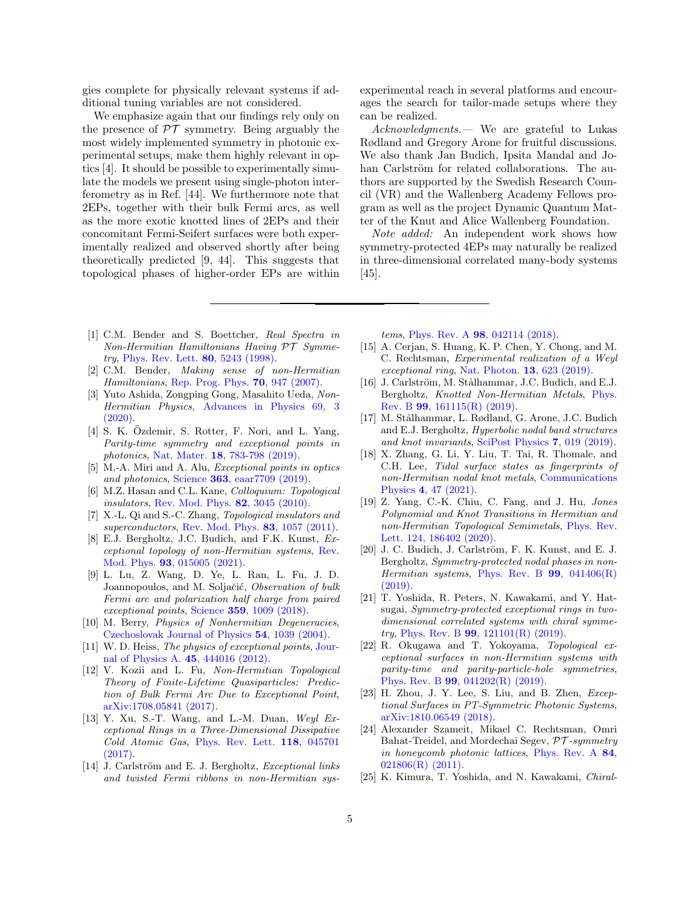gies complete for physically relevant systems if additional tuning variables are not considered.

We emphasize again that our findings rely only on the presence of $\mathcal{PT}$ symmetry. Being arguably the most widely implemented symmetry in photonic experimental setups, make them highly relevant in optics [4]. It should be possible to experimentally simulate the models we present using single-photon interferometry as in Ref. [44]. We furthermore note that 2EPs, together with their bulk Fermi arcs, as well as the more exotic knotted lines of 2EPs and their concomitant Fermi-Seifert surfaces were both experimentally realized and observed shortly after being theoretically predicted [9, 44]. This suggests that topological phases of higher-order EPs are within experimental reach in several platforms and encourages the search for tailor-made setups where they can be realized.

*Acknowledgments.—* We are grateful to Lukas Rødland and Gregory Arone for fruitful discussions. We also thank Jan Budich, Ipsita Mandal and Johan Carlström for related collaborations. The authors are supported by the Swedish Research Council (VR) and the Wallenberg Academy Fellows program as well as the project Dynamic Quantum Matter of the Knut and Alice Wallenberg Foundation.

*Note added:* An independent work shows how symmetry-protected 4EPs may naturally be realized in three-dimensional correlated many-body systems [45].

---

[1] C.M. Bender and S. Boettcher, *Real Spectra in Non-Hermitian Hamiltonians Having $\mathcal{PT}$ Symmetry*, Phys. Rev. Lett. **80**, 5243 (1998).

[2] C.M. Bender, *Making sense of non-Hermitian Hamiltonians*, Rep. Prog. Phys. **70**, 947 (2007).

[3] Yuto Ashida, Zongping Gong, Masahito Ueda, *Non-Hermitian Physics*, Advances in Physics 69, 3 (2020).

[4] S. K. Özdemir, S. Rotter, F. Nori, and L. Yang, *Parity-time symmetry and exceptional points in photonics*, Nat. Mater. **18**, 783-798 (2019).

[5] M.-A. Miri and A. Alu, *Exceptional points in optics and photonics*, Science **363**, eaar7709 (2019).

[6] M.Z. Hasan and C.L. Kane, *Colloquium: Topological insulators*, Rev. Mod. Phys. **82**, 3045 (2010).

[7] X.-L. Qi and S.-C. Zhang, *Topological insulators and superconductors*, Rev. Mod. Phys. **83**, 1057 (2011).

[8] E.J. Bergholtz, J.C. Budich, and F.K. Kunst, *Exceptional topology of non-Hermitian systems*, Rev. Mod. Phys. **93**, 015005 (2021).

[9] L. Lu, Z. Wang, D. Ye, L. Ran, L. Fu, J. D. Joannopoulos, and M. Soljačić, *Observation of bulk Fermi arc and polarization half charge from paired exceptional points*, Science **359**, 1009 (2018).

[10] M. Berry, *Physics of Nonhermitian Degeneracies*, Czechoslovak Journal of Physics **54**, 1039 (2004).

[11] W. D. Heiss, *The physics of exceptional points*, Journal of Physics A. **45**, 444016 (2012).

[12] V. Kozii and L. Fu, *Non-Hermitian Topological Theory of Finite-Lifetime Quasiparticles: Prediction of Bulk Fermi Arc Due to Exceptional Point*, arXiv:1708.05841 (2017).

[13] Y. Xu, S.-T. Wang, and L.-M. Duan, *Weyl Exceptional Rings in a Three-Dimensional Dissipative Cold Atomic Gas*, Phys. Rev. Lett. **118**, 045701 (2017).

[14] J. Carlström and E. J. Bergholtz, *Exceptional links and twisted Fermi ribbons in non-Hermitian systems*, Phys. Rev. A **98**, 042114 (2018).

[15] A. Cerjan, S. Huang, K. P. Chen, Y. Chong, and M. C. Rechtsman, *Experimental realization of a Weyl exceptional ring*, Nat. Photon. **13**, 623 (2019).

[16] J. Carlström, M. Stålhammar, J.C. Budich, and E.J. Bergholtz, *Knotted Non-Hermitian Metals*, Phys. Rev. B **99**, 161115(R) (2019).

[17] M. Stålhammar, L. Rødland, G. Arone, J.C. Budich and E.J. Bergholtz, *Hyperbolic nodal band structures and knot invariants*, SciPost Physics **7**, 019 (2019).

[18] X. Zhang, G. Li, Y. Liu, T. Tai, R. Thomale, and C.H. Lee, *Tidal surface states as fingerprints of non-Hermitian nodal knot metals*, Communications Physics **4**, 47 (2021).

[19] Z. Yang, C.-K. Chiu, C. Fang, and J. Hu, *Jones Polynomial and Knot Transitions in Hermitian and non-Hermitian Topological Semimetals*, Phys. Rev. Lett. 124, 186402 (2020).

[20] J. C. Budich, J. Carlström, F. K. Kunst, and E. J. Bergholtz, *Symmetry-protected nodal phases in non-Hermitian systems*, Phys. Rev. B **99**, 041406(R) (2019).

[21] T. Yoshida, R. Peters, N. Kawakami, and Y. Hatsugai, *Symmetry-protected exceptional rings in two-dimensional correlated systems with chiral symmetry*, Phys. Rev. B **99**, 121101(R) (2019).

[22] R. Okugawa and T. Yokoyama, *Topological exceptional surfaces in non-Hermitian systems with parity-time and parity-particle-hole symmetries*, Phys. Rev. B **99**, 041202(R) (2019).

[23] H. Zhou, J. Y. Lee, S. Liu, and B. Zhen, *Exceptional Surfaces in PT-Symmetric Photonic Systems*, arXiv:1810.06549 (2018).

[24] Alexander Szameit, Mikael C. Rechtsman, Omri Bahat-Treidel, and Mordechai Segev, *$\mathcal{PT}$-symmetry in honeycomb photonic lattices*, Phys. Rev. A **84**, 021806(R) (2011).

[25] K. Kimura, T. Yoshida, and N. Kawakami, *Chiral-*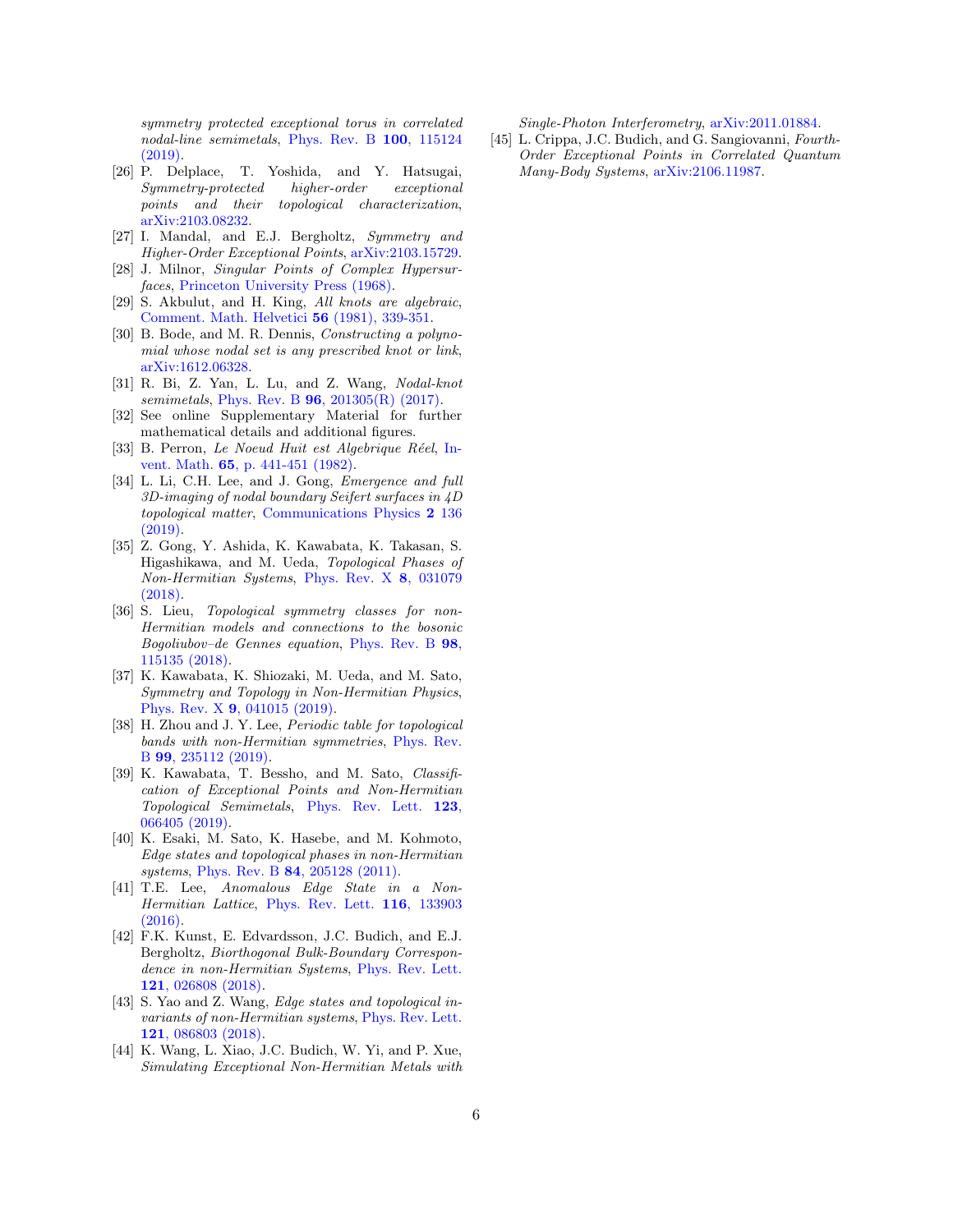*symmetry protected exceptional torus in correlated nodal-line semimetals*, Phys. Rev. B **100**, 115124 (2019).

[26] P. Delplace, T. Yoshida, and Y. Hatsugai, *Symmetry-protected higher-order exceptional points and their topological characterization*, arXiv:2103.08232.

[27] I. Mandal, and E.J. Bergholtz, *Symmetry and Higher-Order Exceptional Points*, arXiv:2103.15729.

[28] J. Milnor, *Singular Points of Complex Hypersurfaces*, Princeton University Press (1968).

[29] S. Akbulut, and H. King, *All knots are algebraic*, Comment. Math. Helvetici **56** (1981), 339-351.

[30] B. Bode, and M. R. Dennis, *Constructing a polynomial whose nodal set is any prescribed knot or link*, arXiv:1612.06328.

[31] R. Bi, Z. Yan, L. Lu, and Z. Wang, *Nodal-knot semimetals*, Phys. Rev. B **96**, 201305(R) (2017).

[32] See online Supplementary Material for further mathematical details and additional figures.

[33] B. Perron, *Le Noeud Huit est Algebrique Réel*, Invent. Math. **65**, p. 441-451 (1982).

[34] L. Li, C.H. Lee, and J. Gong, *Emergence and full 3D-imaging of nodal boundary Seifert surfaces in 4D topological matter*, Communications Physics **2** 136 (2019).

[35] Z. Gong, Y. Ashida, K. Kawabata, K. Takasan, S. Higashikawa, and M. Ueda, *Topological Phases of Non-Hermitian Systems*, Phys. Rev. X **8**, 031079 (2018).

[36] S. Lieu, *Topological symmetry classes for non-Hermitian models and connections to the bosonic Bogoliubov–de Gennes equation*, Phys. Rev. B **98**, 115135 (2018).

[37] K. Kawabata, K. Shiozaki, M. Ueda, and M. Sato, *Symmetry and Topology in Non-Hermitian Physics*, Phys. Rev. X **9**, 041015 (2019).

[38] H. Zhou and J. Y. Lee, *Periodic table for topological bands with non-Hermitian symmetries*, Phys. Rev. B **99**, 235112 (2019).

[39] K. Kawabata, T. Bessho, and M. Sato, *Classification of Exceptional Points and Non-Hermitian Topological Semimetals*, Phys. Rev. Lett. **123**, 066405 (2019).

[40] K. Esaki, M. Sato, K. Hasebe, and M. Kohmoto, *Edge states and topological phases in non-Hermitian systems*, Phys. Rev. B **84**, 205128 (2011).

[41] T.E. Lee, *Anomalous Edge State in a Non-Hermitian Lattice*, Phys. Rev. Lett. **116**, 133903 (2016).

[42] F.K. Kunst, E. Edvardsson, J.C. Budich, and E.J. Bergholtz, *Biorthogonal Bulk-Boundary Correspondence in non-Hermitian Systems*, Phys. Rev. Lett. **121**, 026808 (2018).

[43] S. Yao and Z. Wang, *Edge states and topological invariants of non-Hermitian systems*, Phys. Rev. Lett. **121**, 086803 (2018).

[44] K. Wang, L. Xiao, J.C. Budich, W. Yi, and P. Xue, *Simulating Exceptional Non-Hermitian Metals with Single-Photon Interferometry*, arXiv:2011.01884.

[45] L. Crippa, J.C. Budich, and G. Sangiovanni, *Fourth-Order Exceptional Points in Correlated Quantum Many-Body Systems*, arXiv:2106.11987.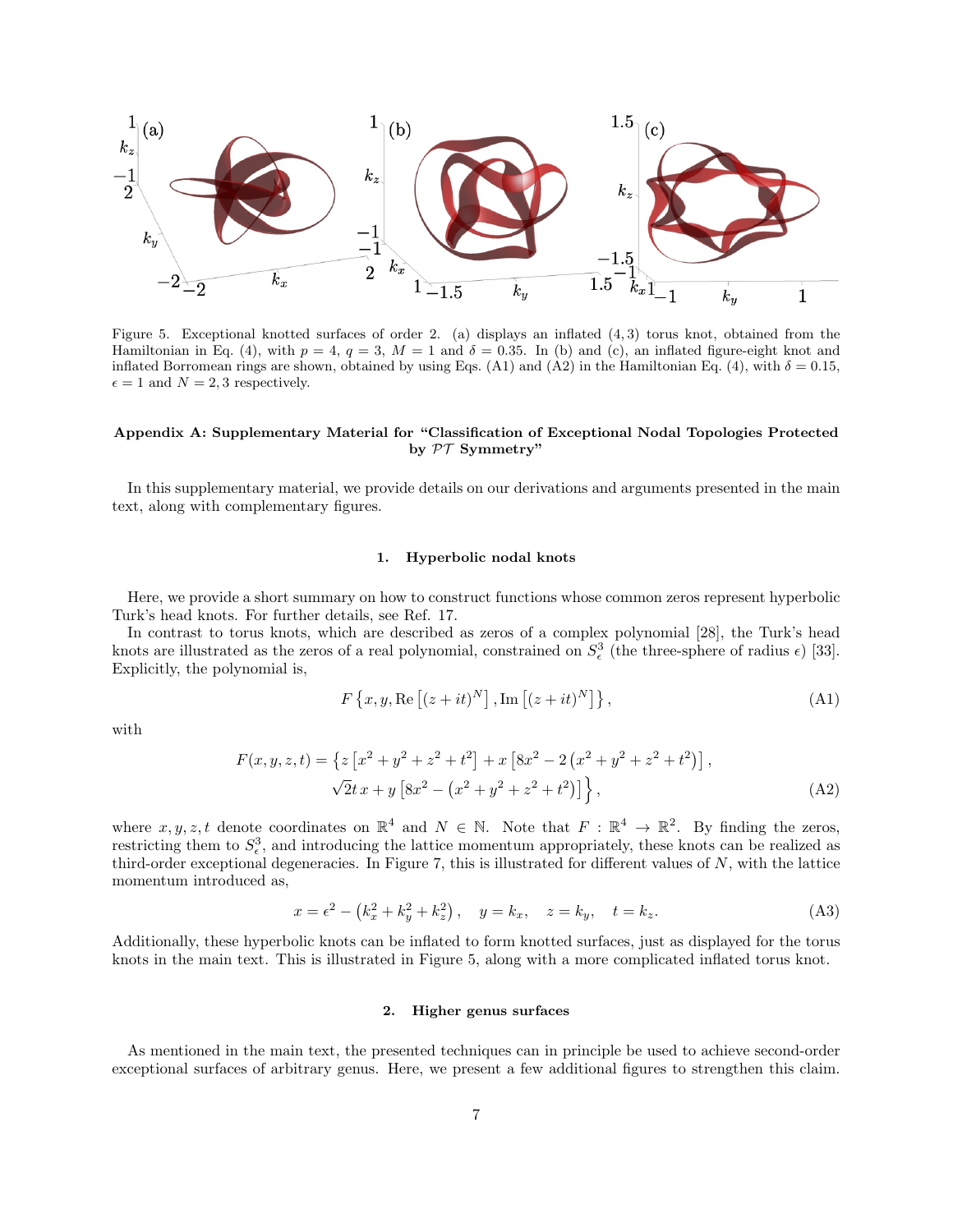Figure 5. Exceptional knotted surfaces of order 2. (a) displays an inflated (4, 3) torus knot, obtained from the Hamiltonian in Eq. (4), with $p = 4$, $q = 3$, $M = 1$ and $\delta = 0.35$. In (b) and (c), an inflated figure-eight knot and inflated Borromean rings are shown, obtained by using Eqs. (A1) and (A2) in the Hamiltonian Eq. (4), with $\delta = 0.15$, $\epsilon = 1$ and $N = 2, 3$ respectively.

## Appendix A: Supplementary Material for "Classification of Exceptional Nodal Topologies Protected by $\mathcal{PT}$ Symmetry"

In this supplementary material, we provide details on our derivations and arguments presented in the main text, along with complementary figures.

### 1. Hyperbolic nodal knots

Here, we provide a short summary on how to construct functions whose common zeros represent hyperbolic Turk's head knots. For further details, see Ref. 17.

In contrast to torus knots, which are described as zeros of a complex polynomial [28], the Turk's head knots are illustrated as the zeros of a real polynomial, constrained on $S^3_\epsilon$ (the three-sphere of radius $\epsilon$) [33]. Explicitly, the polynomial is,

$$F\left\{x, y, \mathrm{Re}\left[(z+it)^N\right], \mathrm{Im}\left[(z+it)^N\right]\right\}, \tag{A1}$$

with

$$\begin{aligned} F(x,y,z,t) = \Big\{ & z\left[x^2+y^2+z^2+t^2\right] + x\left[8x^2 - 2\left(x^2+y^2+z^2+t^2\right)\right], \\ & \sqrt{2}t\,x + y\left[8x^2 - \left(x^2+y^2+z^2+t^2\right)\right]\Big\}, \end{aligned} \tag{A2}$$

where $x, y, z, t$ denote coordinates on $\mathbb{R}^4$ and $N \in \mathbb{N}$. Note that $F: \mathbb{R}^4 \to \mathbb{R}^2$. By finding the zeros, restricting them to $S^3_\epsilon$, and introducing the lattice momentum appropriately, these knots can be realized as third-order exceptional degeneracies. In Figure 7, this is illustrated for different values of $N$, with the lattice momentum introduced as,

$$x = \epsilon^2 - \left(k_x^2 + k_y^2 + k_z^2\right), \quad y = k_x, \quad z = k_y, \quad t = k_z. \tag{A3}$$

Additionally, these hyperbolic knots can be inflated to form knotted surfaces, just as displayed for the torus knots in the main text. This is illustrated in Figure 5, along with a more complicated inflated torus knot.

### 2. Higher genus surfaces

As mentioned in the main text, the presented techniques can in principle be used to achieve second-order exceptional surfaces of arbitrary genus. Here, we present a few additional figures to strengthen this claim.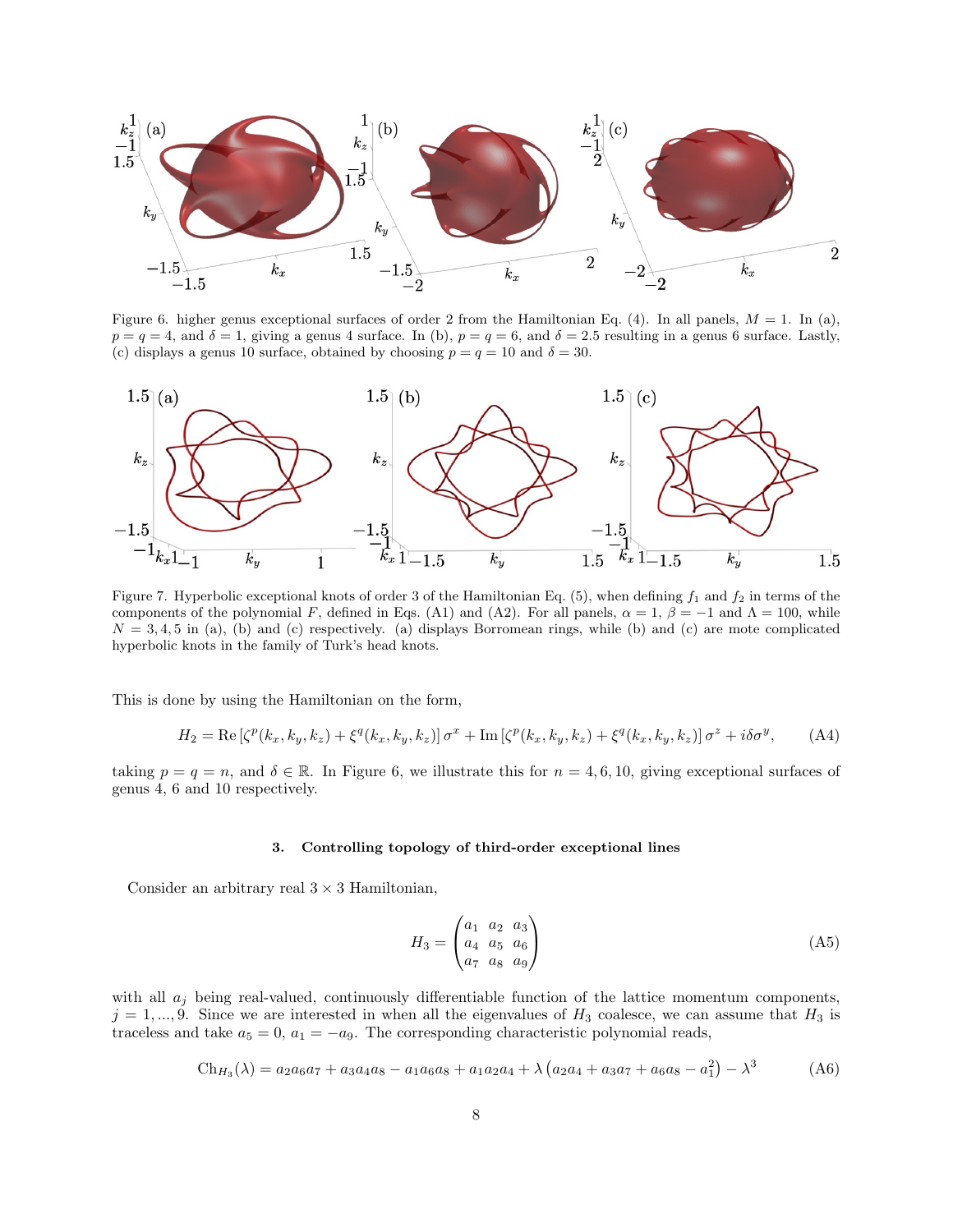Figure 6. higher genus exceptional surfaces of order 2 from the Hamiltonian Eq. (4). In all panels, $M = 1$. In (a), $p = q = 4$, and $\delta = 1$, giving a genus 4 surface. In (b), $p = q = 6$, and $\delta = 2.5$ resulting in a genus 6 surface. Lastly, (c) displays a genus 10 surface, obtained by choosing $p = q = 10$ and $\delta = 30$.

Figure 7. Hyperbolic exceptional knots of order 3 of the Hamiltonian Eq. (5), when defining $f_1$ and $f_2$ in terms of the components of the polynomial $F$, defined in Eqs. (A1) and (A2). For all panels, $\alpha = 1$, $\beta = -1$ and $\Lambda = 100$, while $N = 3, 4, 5$ in (a), (b) and (c) respectively. (a) displays Borromean rings, while (b) and (c) are mote complicated hyperbolic knots in the family of Turk's head knots.

This is done by using the Hamiltonian on the form,

$$H_2 = \mathrm{Re}\left[\zeta^p(k_x, k_y, k_z) + \xi^q(k_x, k_y, k_z)\right]\sigma^x + \mathrm{Im}\left[\zeta^p(k_x, k_y, k_z) + \xi^q(k_x, k_y, k_z)\right]\sigma^z + i\delta\sigma^y, \tag{A4}$$

taking $p = q = n$, and $\delta \in \mathbb{R}$. In Figure 6, we illustrate this for $n = 4, 6, 10$, giving exceptional surfaces of genus 4, 6 and 10 respectively.

### 3. Controlling topology of third-order exceptional lines

Consider an arbitrary real $3 \times 3$ Hamiltonian,

$$H_3 = \begin{pmatrix} a_1 & a_2 & a_3 \\ a_4 & a_5 & a_6 \\ a_7 & a_8 & a_9 \end{pmatrix} \tag{A5}$$

with all $a_j$ being real-valued, continuously differentiable function of the lattice momentum components, $j = 1, ..., 9$. Since we are interested in when all the eigenvalues of $H_3$ coalesce, we can assume that $H_3$ is traceless and take $a_5 = 0$, $a_1 = -a_9$. The corresponding characteristic polynomial reads,

$$\mathrm{Ch}_{H_3}(\lambda) = a_2a_6a_7 + a_3a_4a_8 - a_1a_6a_8 + a_1a_2a_4 + \lambda\left(a_2a_4 + a_3a_7 + a_6a_8 - a_1^2\right) - \lambda^3 \tag{A6}$$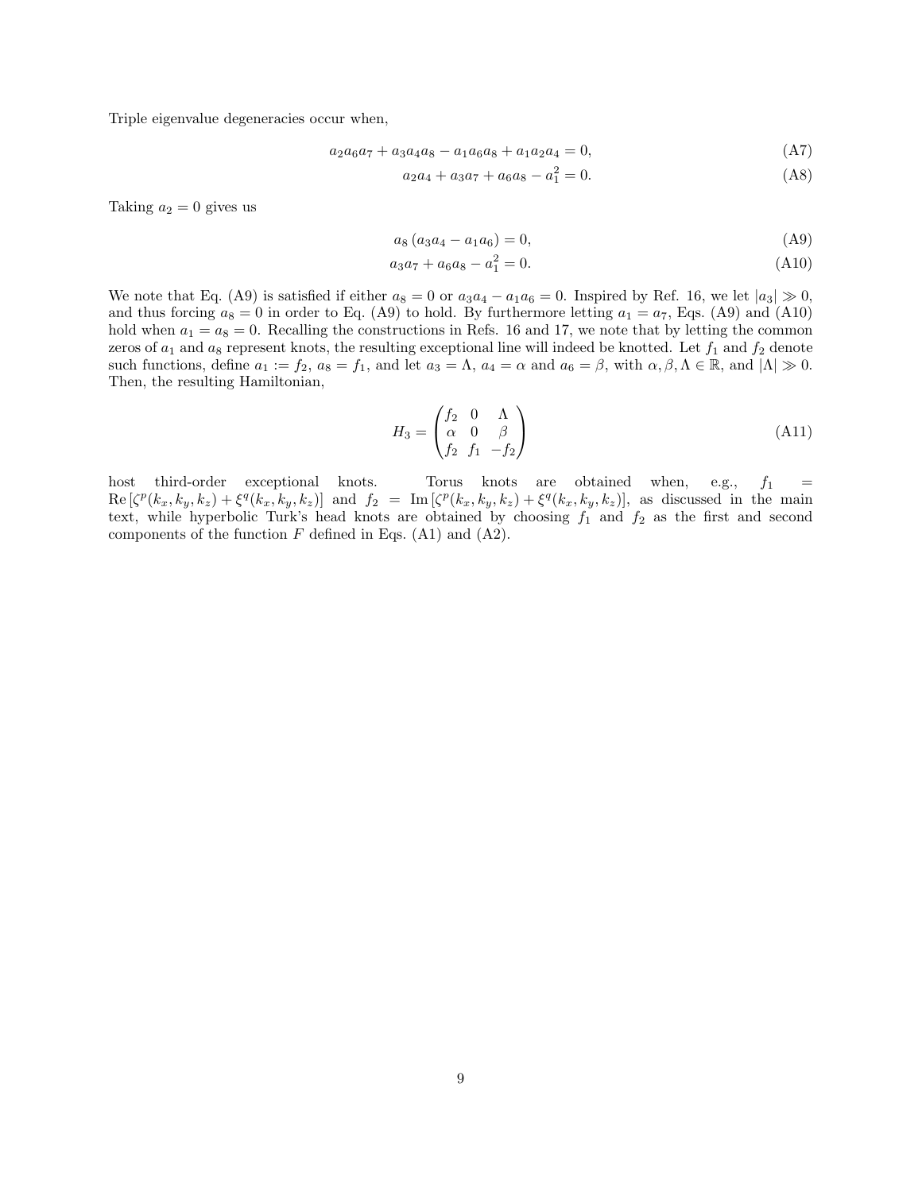Triple eigenvalue degeneracies occur when,

$$a_2 a_6 a_7 + a_3 a_4 a_8 - a_1 a_6 a_8 + a_1 a_2 a_4 = 0, \tag{A7}$$

$$a_2 a_4 + a_3 a_7 + a_6 a_8 - a_1^2 = 0. \tag{A8}$$

Taking $a_2 = 0$ gives us

$$a_8 \left(a_3 a_4 - a_1 a_6\right) = 0, \tag{A9}$$

$$a_3 a_7 + a_6 a_8 - a_1^2 = 0. \tag{A10}$$

We note that Eq. (A9) is satisfied if either $a_8 = 0$ or $a_3 a_4 - a_1 a_6 = 0$. Inspired by Ref. 16, we let $|a_3| \gg 0$, and thus forcing $a_8 = 0$ in order to Eq. (A9) to hold. By furthermore letting $a_1 = a_7$, Eqs. (A9) and (A10) hold when $a_1 = a_8 = 0$. Recalling the constructions in Refs. 16 and 17, we note that by letting the common zeros of $a_1$ and $a_8$ represent knots, the resulting exceptional line will indeed be knotted. Let $f_1$ and $f_2$ denote such functions, define $a_1 := f_2$, $a_8 = f_1$, and let $a_3 = \Lambda$, $a_4 = \alpha$ and $a_6 = \beta$, with $\alpha, \beta, \Lambda \in \mathbb{R}$, and $|\Lambda| \gg 0$. Then, the resulting Hamiltonian,

$$H_3 = \begin{pmatrix} f_2 & 0 & \Lambda \\ \alpha & 0 & \beta \\ f_2 & f_1 & -f_2 \end{pmatrix} \tag{A11}$$

host third-order exceptional knots. Torus knots are obtained when, e.g., $f_1 = \mathrm{Re}\left[\zeta^p(k_x, k_y, k_z) + \xi^q(k_x, k_y, k_z)\right]$ and $f_2 = \mathrm{Im}\left[\zeta^p(k_x, k_y, k_z) + \xi^q(k_x, k_y, k_z)\right]$, as discussed in the main text, while hyperbolic Turk's head knots are obtained by choosing $f_1$ and $f_2$ as the first and second components of the function $F$ defined in Eqs. (A1) and (A2).